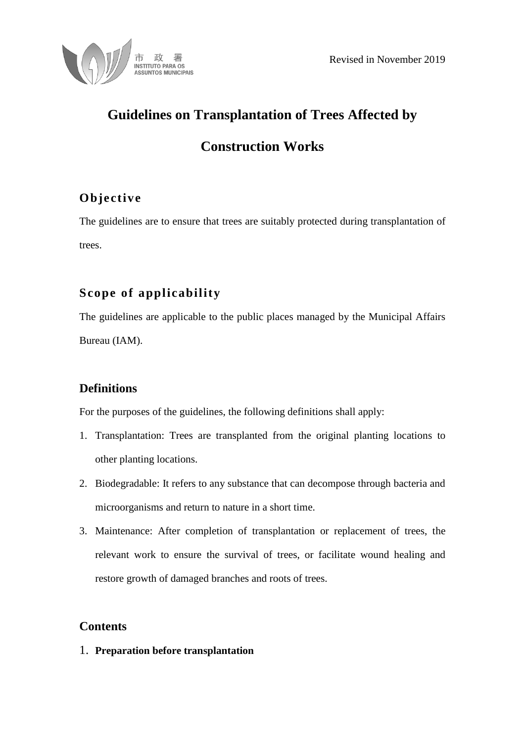Revised in November 2019

# Guidelines on Transplantation of Trees Affected by Construction Works

## Objective

The guidelines are to ensure that trees are suitably protected during transplantation of trees.

## Scope of applicability

The guidelines are applicable to the public places managed by the Municipal Affairs Bureau (IAM).

## Definitions

For the purposes of the guidelines, the following definitions shall apply:

1. Transplantation: Trees are transplanted from the original planting locations to other planting locations.
2. Biodegradable: It refers to any substance that can decompose through bacteria and microorganisms and return to nature in a short time.
3. Maintenance: After completion of transplantation or replacement of trees, the relevant work to ensure the survival of trees, or facilitate wound healing and restore growth of damaged branches and roots of trees.

## Contents

1. **Preparation before transplantation**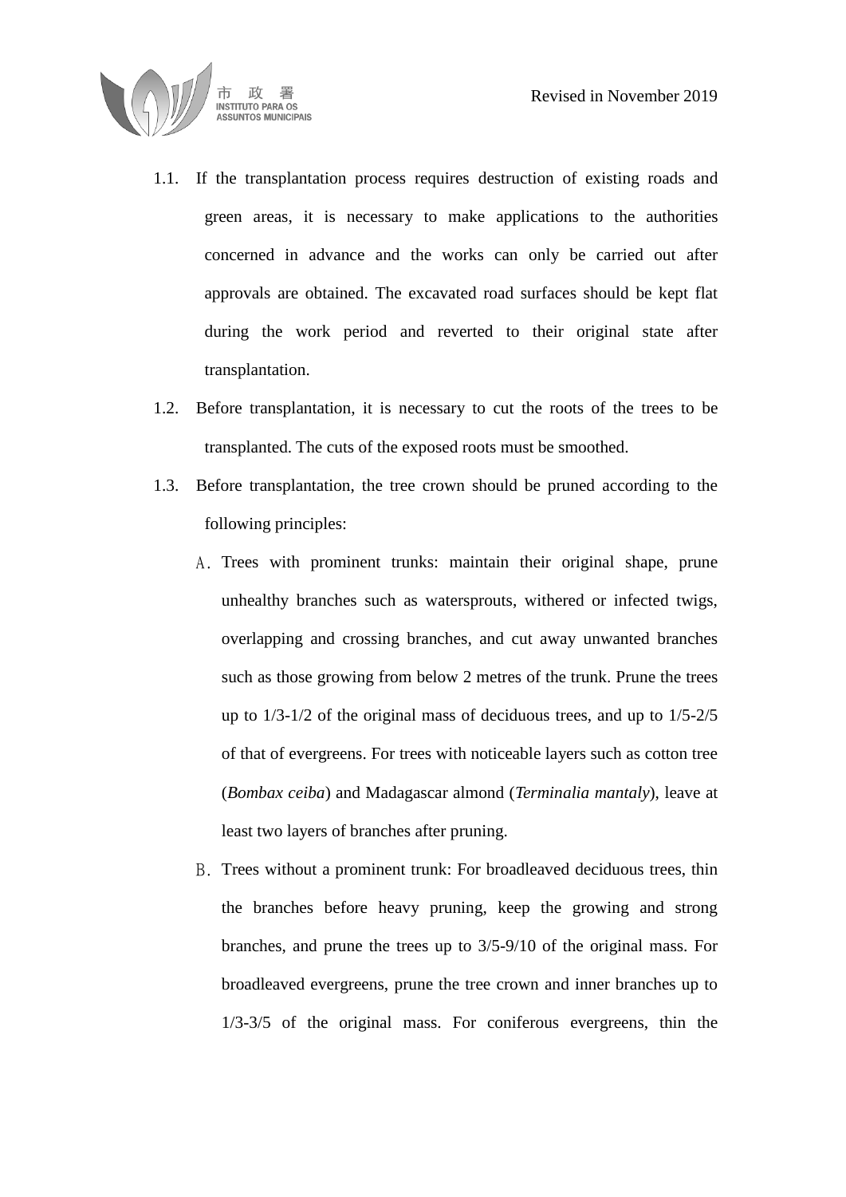1.1. If the transplantation process requires destruction of existing roads and green areas, it is necessary to make applications to the authorities concerned in advance and the works can only be carried out after approvals are obtained. The excavated road surfaces should be kept flat during the work period and reverted to their original state after transplantation.

1.2. Before transplantation, it is necessary to cut the roots of the trees to be transplanted. The cuts of the exposed roots must be smoothed.

1.3. Before transplantation, the tree crown should be pruned according to the following principles:

   A. Trees with prominent trunks: maintain their original shape, prune unhealthy branches such as watersprouts, withered or infected twigs, overlapping and crossing branches, and cut away unwanted branches such as those growing from below 2 metres of the trunk. Prune the trees up to 1/3-1/2 of the original mass of deciduous trees, and up to 1/5-2/5 of that of evergreens. For trees with noticeable layers such as cotton tree (*Bombax ceiba*) and Madagascar almond (*Terminalia mantaly*), leave at least two layers of branches after pruning.

   B. Trees without a prominent trunk: For broadleaved deciduous trees, thin the branches before heavy pruning, keep the growing and strong branches, and prune the trees up to 3/5-9/10 of the original mass. For broadleaved evergreens, prune the tree crown and inner branches up to 1/3-3/5 of the original mass. For coniferous evergreens, thin the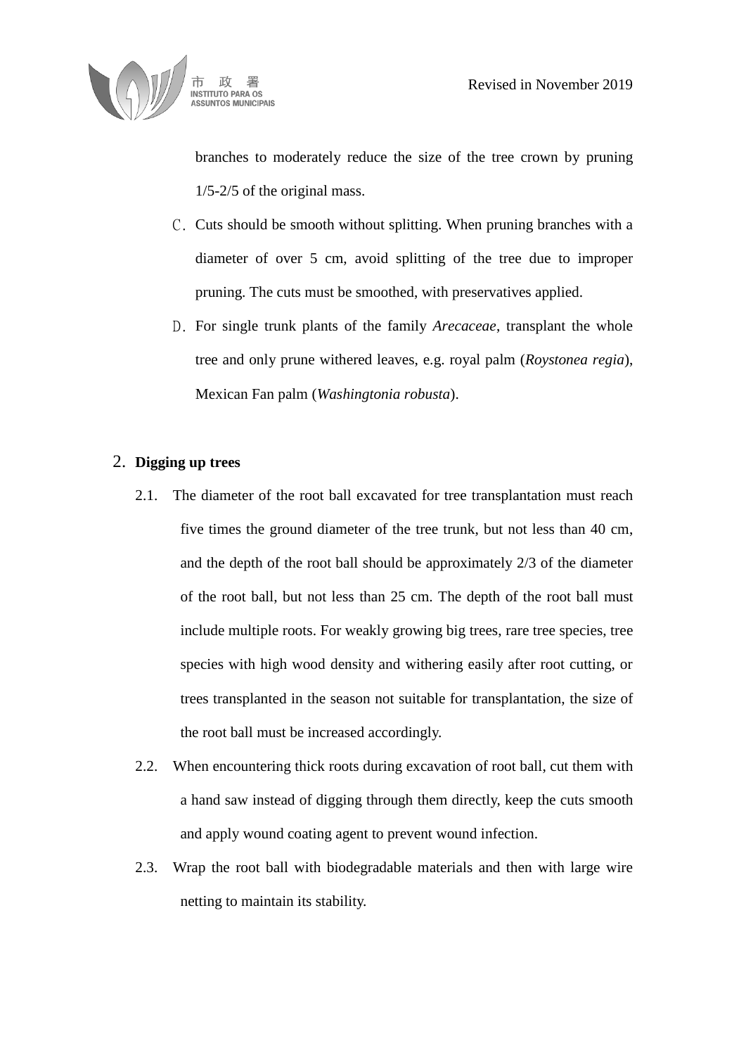branches to moderately reduce the size of the tree crown by pruning 1/5-2/5 of the original mass.

C. Cuts should be smooth without splitting. When pruning branches with a diameter of over 5 cm, avoid splitting of the tree due to improper pruning. The cuts must be smoothed, with preservatives applied.

D. For single trunk plants of the family *Arecaceae*, transplant the whole tree and only prune withered leaves, e.g. royal palm (*Roystonea regia*), Mexican Fan palm (*Washingtonia robusta*).

2. **Digging up trees**

2.1. The diameter of the root ball excavated for tree transplantation must reach five times the ground diameter of the tree trunk, but not less than 40 cm, and the depth of the root ball should be approximately 2/3 of the diameter of the root ball, but not less than 25 cm. The depth of the root ball must include multiple roots. For weakly growing big trees, rare tree species, tree species with high wood density and withering easily after root cutting, or trees transplanted in the season not suitable for transplantation, the size of the root ball must be increased accordingly.

2.2. When encountering thick roots during excavation of root ball, cut them with a hand saw instead of digging through them directly, keep the cuts smooth and apply wound coating agent to prevent wound infection.

2.3. Wrap the root ball with biodegradable materials and then with large wire netting to maintain its stability.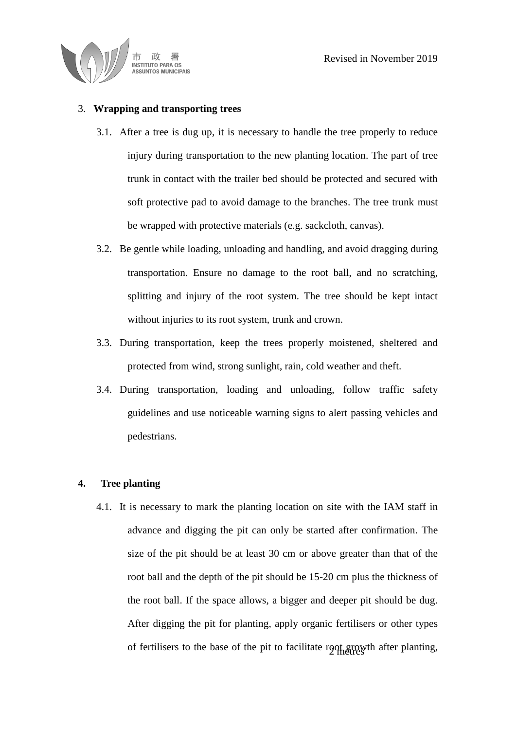### 3. **Wrapping and transporting trees**

3.1. After a tree is dug up, it is necessary to handle the tree properly to reduce injury during transportation to the new planting location. The part of tree trunk in contact with the trailer bed should be protected and secured with soft protective pad to avoid damage to the branches. The tree trunk must be wrapped with protective materials (e.g. sackcloth, canvas).

3.2. Be gentle while loading, unloading and handling, and avoid dragging during transportation. Ensure no damage to the root ball, and no scratching, splitting and injury of the root system. The tree should be kept intact without injuries to its root system, trunk and crown.

3.3. During transportation, keep the trees properly moistened, sheltered and protected from wind, strong sunlight, rain, cold weather and theft.

3.4. During transportation, loading and unloading, follow traffic safety guidelines and use noticeable warning signs to alert passing vehicles and pedestrians.

### 4. **Tree planting**

4.1. It is necessary to mark the planting location on site with the IAM staff in advance and digging the pit can only be started after confirmation. The size of the pit should be at least 30 cm or above greater than that of the root ball and the depth of the pit should be 15-20 cm plus the thickness of the root ball. If the space allows, a bigger and deeper pit should be dug. After digging the pit for planting, apply organic fertilisers or other types of fertilisers to the base of the pit to facilitate root growth after planting,

2 metres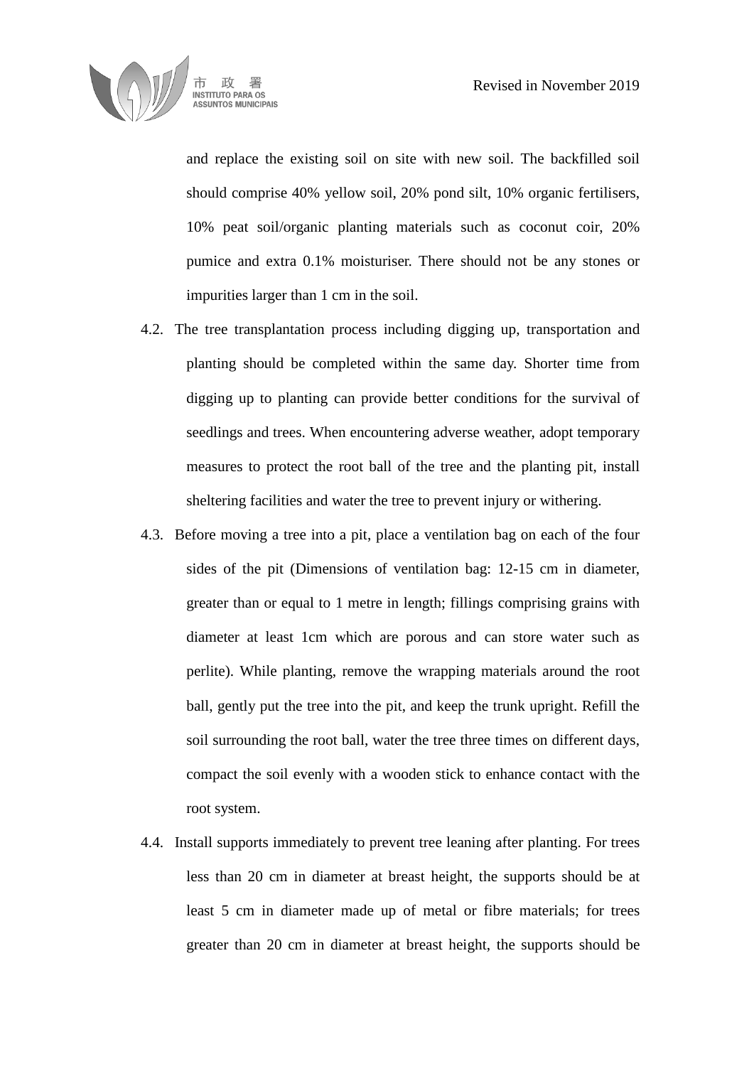and replace the existing soil on site with new soil. The backfilled soil should comprise 40% yellow soil, 20% pond silt, 10% organic fertilisers, 10% peat soil/organic planting materials such as coconut coir, 20% pumice and extra 0.1% moisturiser. There should not be any stones or impurities larger than 1 cm in the soil.

4.2. The tree transplantation process including digging up, transportation and planting should be completed within the same day. Shorter time from digging up to planting can provide better conditions for the survival of seedlings and trees. When encountering adverse weather, adopt temporary measures to protect the root ball of the tree and the planting pit, install sheltering facilities and water the tree to prevent injury or withering.

4.3. Before moving a tree into a pit, place a ventilation bag on each of the four sides of the pit (Dimensions of ventilation bag: 12-15 cm in diameter, greater than or equal to 1 metre in length; fillings comprising grains with diameter at least 1cm which are porous and can store water such as perlite). While planting, remove the wrapping materials around the root ball, gently put the tree into the pit, and keep the trunk upright. Refill the soil surrounding the root ball, water the tree three times on different days, compact the soil evenly with a wooden stick to enhance contact with the root system.

4.4. Install supports immediately to prevent tree leaning after planting. For trees less than 20 cm in diameter at breast height, the supports should be at least 5 cm in diameter made up of metal or fibre materials; for trees greater than 20 cm in diameter at breast height, the supports should be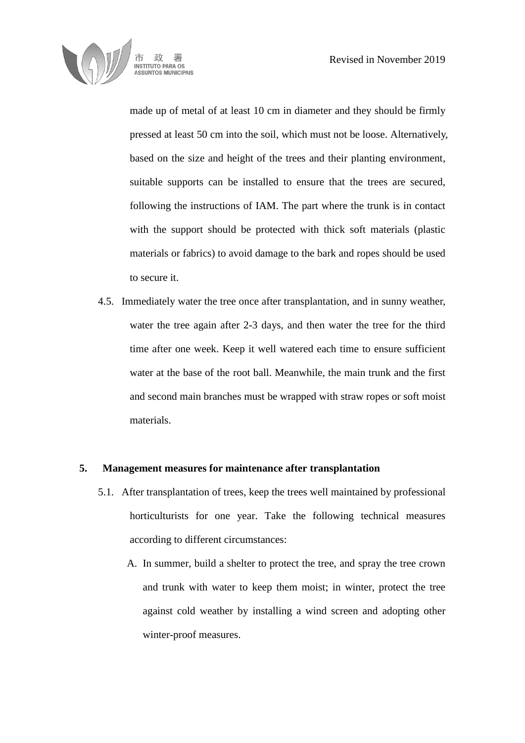made up of metal of at least 10 cm in diameter and they should be firmly pressed at least 50 cm into the soil, which must not be loose. Alternatively, based on the size and height of the trees and their planting environment, suitable supports can be installed to ensure that the trees are secured, following the instructions of IAM. The part where the trunk is in contact with the support should be protected with thick soft materials (plastic materials or fabrics) to avoid damage to the bark and ropes should be used to secure it.

4.5. Immediately water the tree once after transplantation, and in sunny weather, water the tree again after 2-3 days, and then water the tree for the third time after one week. Keep it well watered each time to ensure sufficient water at the base of the root ball. Meanwhile, the main trunk and the first and second main branches must be wrapped with straw ropes or soft moist materials.

## 5. Management measures for maintenance after transplantation

5.1. After transplantation of trees, keep the trees well maintained by professional horticulturists for one year. Take the following technical measures according to different circumstances:

A. In summer, build a shelter to protect the tree, and spray the tree crown and trunk with water to keep them moist; in winter, protect the tree against cold weather by installing a wind screen and adopting other winter-proof measures.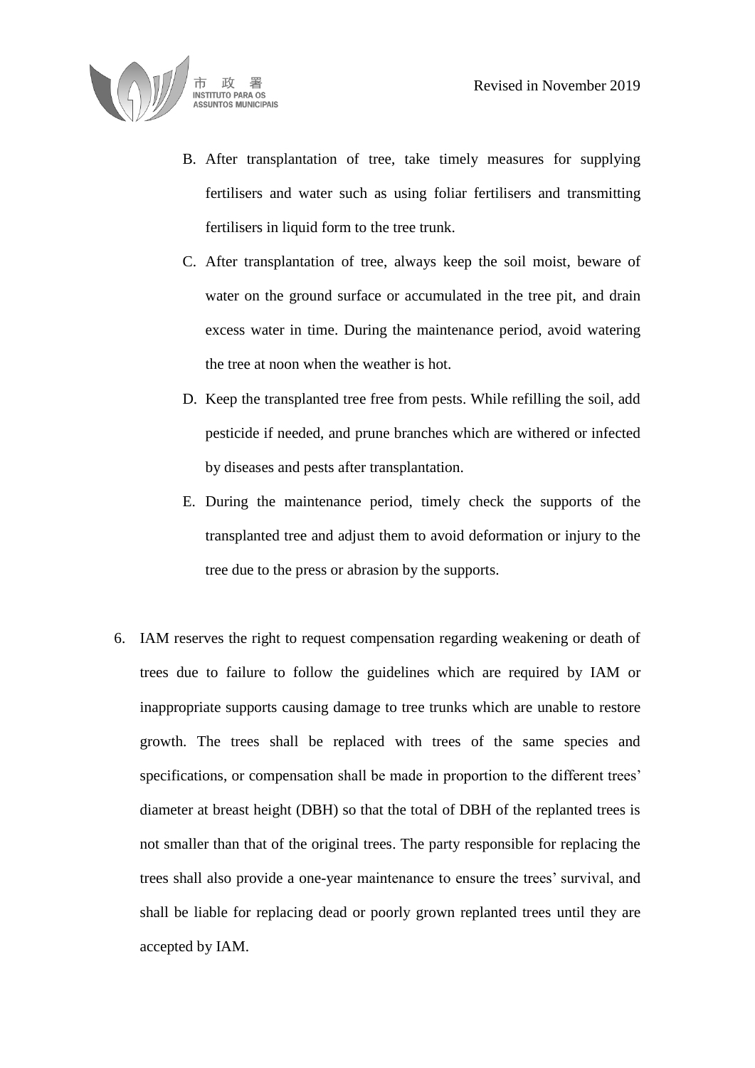B. After transplantation of tree, take timely measures for supplying fertilisers and water such as using foliar fertilisers and transmitting fertilisers in liquid form to the tree trunk.

C. After transplantation of tree, always keep the soil moist, beware of water on the ground surface or accumulated in the tree pit, and drain excess water in time. During the maintenance period, avoid watering the tree at noon when the weather is hot.

D. Keep the transplanted tree free from pests. While refilling the soil, add pesticide if needed, and prune branches which are withered or infected by diseases and pests after transplantation.

E. During the maintenance period, timely check the supports of the transplanted tree and adjust them to avoid deformation or injury to the tree due to the press or abrasion by the supports.

6. IAM reserves the right to request compensation regarding weakening or death of trees due to failure to follow the guidelines which are required by IAM or inappropriate supports causing damage to tree trunks which are unable to restore growth. The trees shall be replaced with trees of the same species and specifications, or compensation shall be made in proportion to the different trees' diameter at breast height (DBH) so that the total of DBH of the replanted trees is not smaller than that of the original trees. The party responsible for replacing the trees shall also provide a one-year maintenance to ensure the trees' survival, and shall be liable for replacing dead or poorly grown replanted trees until they are accepted by IAM.